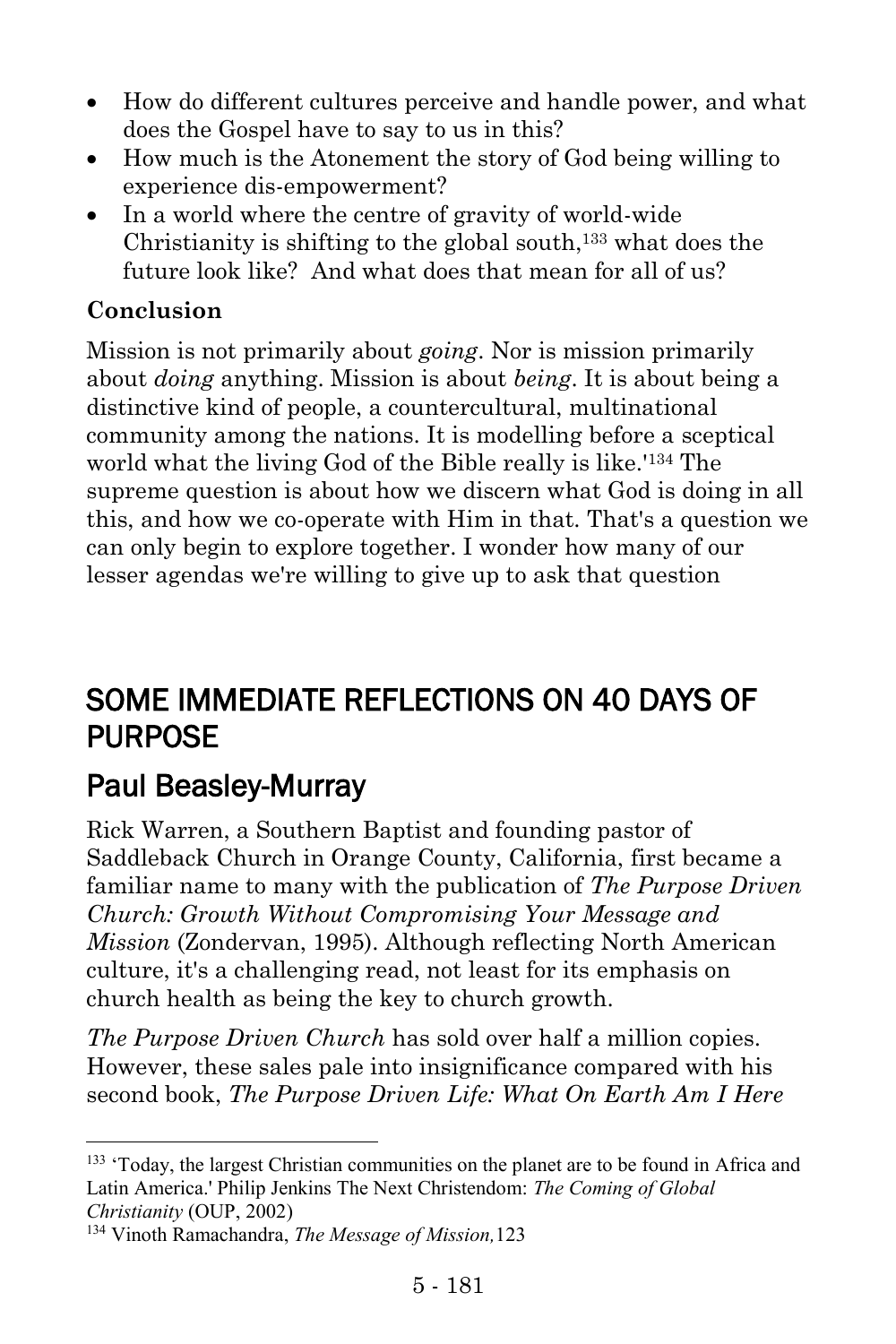- How do different cultures perceive and handle power, and what does the Gospel have to say to us in this?
- How much is the Atonement the story of God being willing to experience dis-empowerment?
- In a world where the centre of gravity of world-wide Christianity is shifting to the global south,[133] what does the future look like? And what does that mean for all of us?

**Conclusion**

Mission is not primarily about *going*. Nor is mission primarily about *doing* anything. Mission is about *being*. It is about being a distinctive kind of people, a countercultural, multinational community among the nations. It is modelling before a sceptical world what the living God of the Bible really is like.'[134] The supreme question is about how we discern what God is doing in all this, and how we co-operate with Him in that. That's a question we can only begin to explore together. I wonder how many of our lesser agendas we're willing to give up to ask that question

# SOME IMMEDIATE REFLECTIONS ON 40 DAYS OF PURPOSE

## Paul Beasley-Murray

Rick Warren, a Southern Baptist and founding pastor of Saddleback Church in Orange County, California, first became a familiar name to many with the publication of *The Purpose Driven Church: Growth Without Compromising Your Message and Mission* (Zondervan, 1995). Although reflecting North American culture, it's a challenging read, not least for its emphasis on church health as being the key to church growth.

*The Purpose Driven Church* has sold over half a million copies. However, these sales pale into insignificance compared with his second book, *The Purpose Driven Life: What On Earth Am I Here*

---

[133] 'Today, the largest Christian communities on the planet are to be found in Africa and Latin America.' Philip Jenkins The Next Christendom: *The Coming of Global Christianity* (OUP, 2002)

[134] Vinoth Ramachandra, *The Message of Mission,*123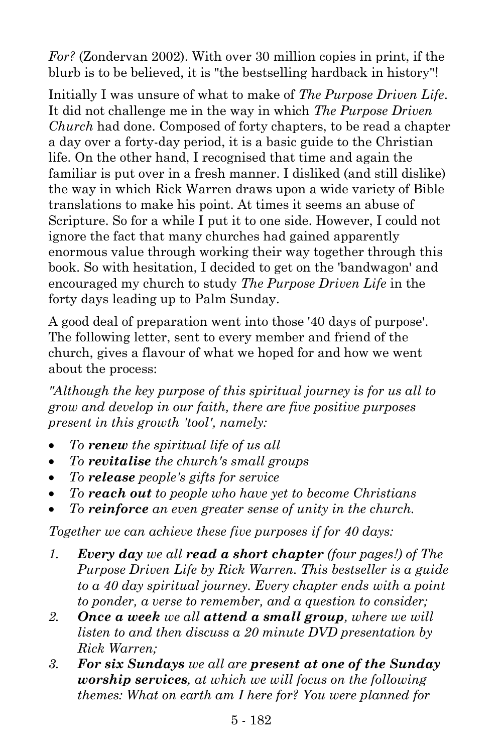*For?* (Zondervan 2002). With over 30 million copies in print, if the blurb is to be believed, it is "the bestselling hardback in history"!

Initially I was unsure of what to make of *The Purpose Driven Life*. It did not challenge me in the way in which *The Purpose Driven Church* had done. Composed of forty chapters, to be read a chapter a day over a forty-day period, it is a basic guide to the Christian life. On the other hand, I recognised that time and again the familiar is put over in a fresh manner. I disliked (and still dislike) the way in which Rick Warren draws upon a wide variety of Bible translations to make his point. At times it seems an abuse of Scripture. So for a while I put it to one side. However, I could not ignore the fact that many churches had gained apparently enormous value through working their way together through this book. So with hesitation, I decided to get on the 'bandwagon' and encouraged my church to study *The Purpose Driven Life* in the forty days leading up to Palm Sunday.

A good deal of preparation went into those '40 days of purpose'. The following letter, sent to every member and friend of the church, gives a flavour of what we hoped for and how we went about the process:

*"Although the key purpose of this spiritual journey is for us all to grow and develop in our faith, there are five positive purposes present in this growth 'tool', namely:*

- *To **renew** the spiritual life of us all*
- *To **revitalise** the church's small groups*
- *To **release** people's gifts for service*
- *To **reach out** to people who have yet to become Christians*
- *To **reinforce** an even greater sense of unity in the church.*

*Together we can achieve these five purposes if for 40 days:*

1. ***Every day** we all **read a short chapter** (four pages!) of The Purpose Driven Life by Rick Warren. This bestseller is a guide to a 40 day spiritual journey. Every chapter ends with a point to ponder, a verse to remember, and a question to consider;*
2. ***Once a week** we all **attend a small group**, where we will listen to and then discuss a 20 minute DVD presentation by Rick Warren;*
3. ***For six Sundays** we all are **present at one of the Sunday worship services**, at which we will focus on the following themes: What on earth am I here for? You were planned for*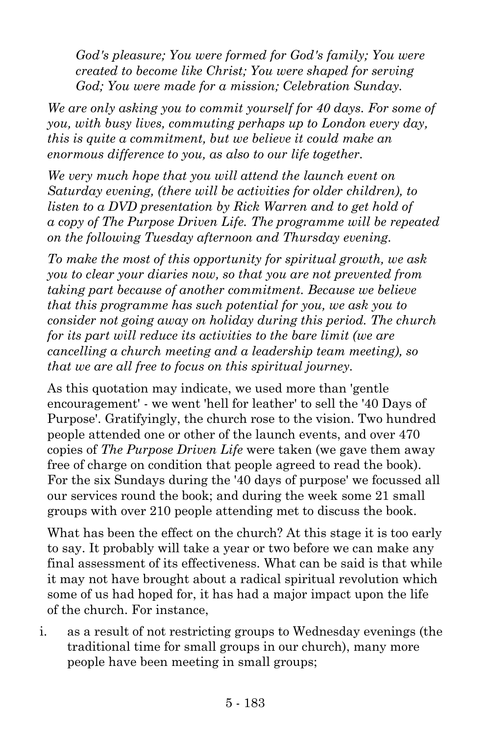*God's pleasure; You were formed for God's family; You were created to become like Christ; You were shaped for serving God; You were made for a mission; Celebration Sunday.*

*We are only asking you to commit yourself for 40 days. For some of you, with busy lives, commuting perhaps up to London every day, this is quite a commitment, but we believe it could make an enormous difference to you, as also to our life together.*

*We very much hope that you will attend the launch event on Saturday evening, (there will be activities for older children), to listen to a DVD presentation by Rick Warren and to get hold of a copy of The Purpose Driven Life. The programme will be repeated on the following Tuesday afternoon and Thursday evening.*

*To make the most of this opportunity for spiritual growth, we ask you to clear your diaries now, so that you are not prevented from taking part because of another commitment. Because we believe that this programme has such potential for you, we ask you to consider not going away on holiday during this period. The church for its part will reduce its activities to the bare limit (we are cancelling a church meeting and a leadership team meeting), so that we are all free to focus on this spiritual journey.*

As this quotation may indicate, we used more than 'gentle encouragement' - we went 'hell for leather' to sell the '40 Days of Purpose'. Gratifyingly, the church rose to the vision. Two hundred people attended one or other of the launch events, and over 470 copies of *The Purpose Driven Life* were taken (we gave them away free of charge on condition that people agreed to read the book). For the six Sundays during the '40 days of purpose' we focussed all our services round the book; and during the week some 21 small groups with over 210 people attending met to discuss the book.

What has been the effect on the church? At this stage it is too early to say. It probably will take a year or two before we can make any final assessment of its effectiveness. What can be said is that while it may not have brought about a radical spiritual revolution which some of us had hoped for, it has had a major impact upon the life of the church. For instance,

i. as a result of not restricting groups to Wednesday evenings (the traditional time for small groups in our church), many more people have been meeting in small groups;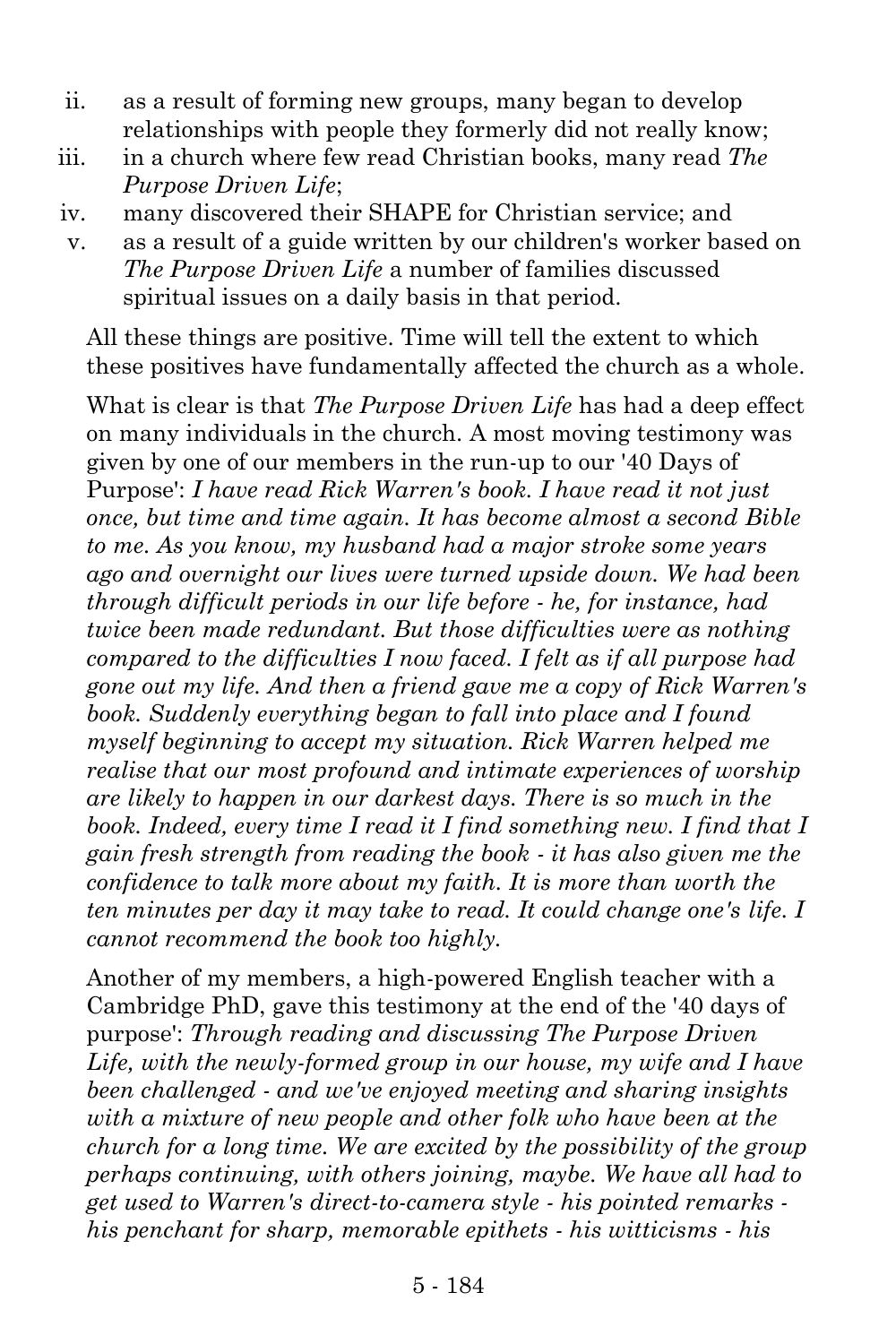ii. as a result of forming new groups, many began to develop relationships with people they formerly did not really know;
iii. in a church where few read Christian books, many read *The Purpose Driven Life*;
iv. many discovered their SHAPE for Christian service; and
v. as a result of a guide written by our children's worker based on *The Purpose Driven Life* a number of families discussed spiritual issues on a daily basis in that period.

All these things are positive. Time will tell the extent to which these positives have fundamentally affected the church as a whole.

What is clear is that *The Purpose Driven Life* has had a deep effect on many individuals in the church. A most moving testimony was given by one of our members in the run-up to our '40 Days of Purpose': *I have read Rick Warren's book. I have read it not just once, but time and time again. It has become almost a second Bible to me. As you know, my husband had a major stroke some years ago and overnight our lives were turned upside down. We had been through difficult periods in our life before - he, for instance, had twice been made redundant. But those difficulties were as nothing compared to the difficulties I now faced. I felt as if all purpose had gone out my life. And then a friend gave me a copy of Rick Warren's book. Suddenly everything began to fall into place and I found myself beginning to accept my situation. Rick Warren helped me realise that our most profound and intimate experiences of worship are likely to happen in our darkest days. There is so much in the book. Indeed, every time I read it I find something new. I find that I gain fresh strength from reading the book - it has also given me the confidence to talk more about my faith. It is more than worth the ten minutes per day it may take to read. It could change one's life. I cannot recommend the book too highly.*

Another of my members, a high-powered English teacher with a Cambridge PhD, gave this testimony at the end of the '40 days of purpose': *Through reading and discussing The Purpose Driven Life, with the newly-formed group in our house, my wife and I have been challenged - and we've enjoyed meeting and sharing insights with a mixture of new people and other folk who have been at the church for a long time. We are excited by the possibility of the group perhaps continuing, with others joining, maybe. We have all had to get used to Warren's direct-to-camera style - his pointed remarks - his penchant for sharp, memorable epithets - his witticisms - his*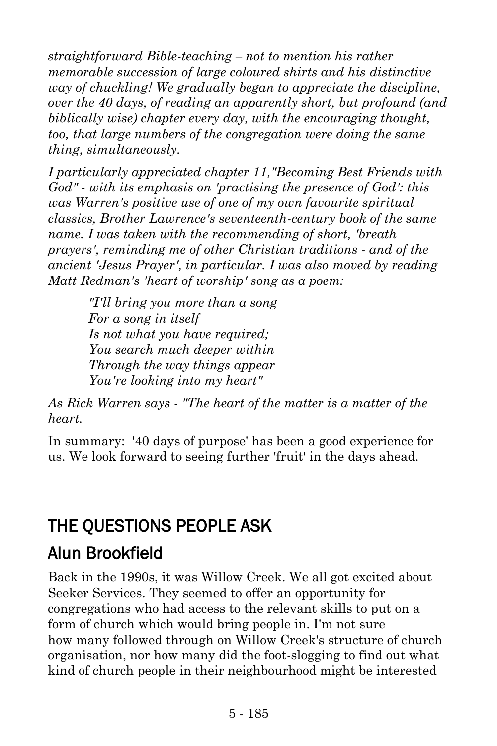*straightforward Bible-teaching – not to mention his rather memorable succession of large coloured shirts and his distinctive way of chuckling! We gradually began to appreciate the discipline, over the 40 days, of reading an apparently short, but profound (and biblically wise) chapter every day, with the encouraging thought, too, that large numbers of the congregation were doing the same thing, simultaneously.*

*I particularly appreciated chapter 11,"Becoming Best Friends with God" - with its emphasis on 'practising the presence of God': this was Warren's positive use of one of my own favourite spiritual classics, Brother Lawrence's seventeenth-century book of the same name. I was taken with the recommending of short, 'breath prayers', reminding me of other Christian traditions - and of the ancient 'Jesus Prayer', in particular. I was also moved by reading Matt Redman's 'heart of worship' song as a poem:*

> *"I'll bring you more than a song*
> *For a song in itself*
> *Is not what you have required;*
> *You search much deeper within*
> *Through the way things appear*
> *You're looking into my heart"*

*As Rick Warren says - "The heart of the matter is a matter of the heart.*

In summary: '40 days of purpose' has been a good experience for us. We look forward to seeing further 'fruit' in the days ahead.

## THE QUESTIONS PEOPLE ASK

### Alun Brookfield

Back in the 1990s, it was Willow Creek. We all got excited about Seeker Services. They seemed to offer an opportunity for congregations who had access to the relevant skills to put on a form of church which would bring people in. I'm not sure how many followed through on Willow Creek's structure of church organisation, nor how many did the foot-slogging to find out what kind of church people in their neighbourhood might be interested